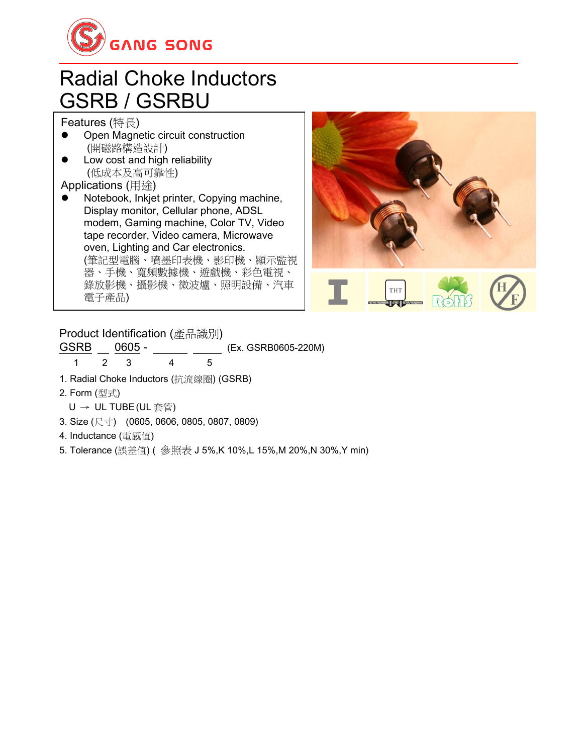GANG SONG

# Radial Choke Inductors
# GSRB / GSRBU

Features (特長)

- Open Magnetic circuit construction
  (開磁路構造設計)
- Low cost and high reliability
  (低成本及高可靠性)

Applications (用途)

- Notebook, Inkjet printer, Copying machine, Display monitor, Cellular phone, ADSL modem, Gaming machine, Color TV, Video tape recorder, Video camera, Microwave oven, Lighting and Car electronics.
  (筆記型電腦、噴墨印表機、影印機、顯示監視器、手機、寬頻數據機、遊戲機、彩色電視、錄放影機、攝影機、微波爐、照明設備、汽車電子產品)

## Product Identification (產品識別)

GSRB __ 0605 - ______ ______ (Ex. GSRB0605-220M)

1 2 3 4 5

1. Radial Choke Inductors (抗流線圈) (GSRB)
2. Form (型式)
   U → UL TUBE (UL 套管)
3. Size (尺寸) (0605, 0606, 0805, 0807, 0809)
4. Inductance (電感值)
5. Tolerance (誤差值) ( 參照表 J 5%,K 10%,L 15%,M 20%,N 30%,Y min)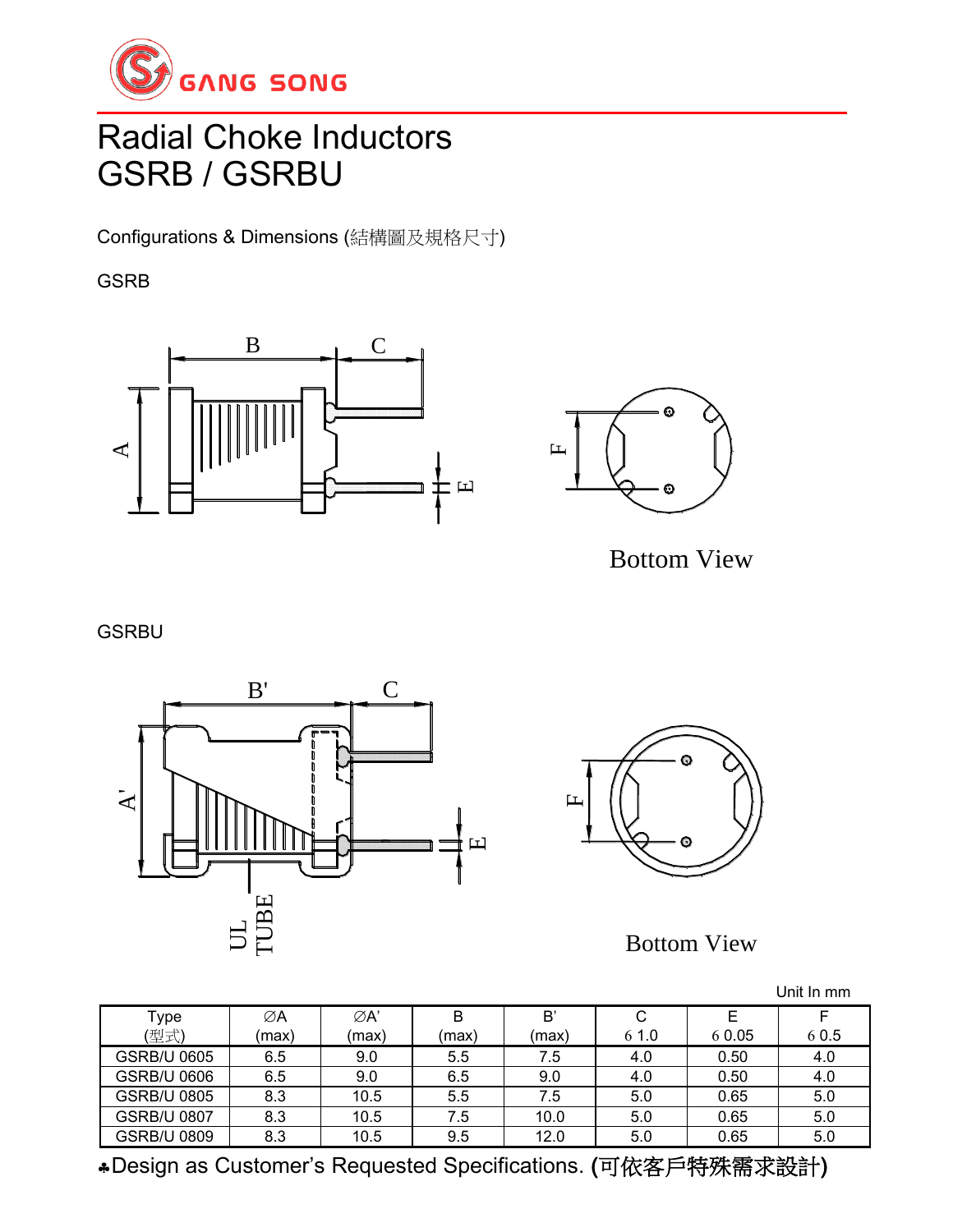# Radial Choke Inductors
# GSRB / GSRBU

Configurations & Dimensions (結構圖及規格尺寸)

GSRB

Bottom View

GSRBU

Bottom View

Unit In mm

| Type (型式) | ∅A (max) | ∅A' (max) | B (max) | B' (max) | C ± 1.0 | E ± 0.05 | F ± 0.5 |
|---|---|---|---|---|---|---|---|
| GSRB/U 0605 | 6.5 | 9.0 | 5.5 | 7.5 | 4.0 | 0.50 | 4.0 |
| GSRB/U 0606 | 6.5 | 9.0 | 6.5 | 9.0 | 4.0 | 0.50 | 4.0 |
| GSRB/U 0805 | 8.3 | 10.5 | 5.5 | 7.5 | 5.0 | 0.65 | 5.0 |
| GSRB/U 0807 | 8.3 | 10.5 | 7.5 | 10.0 | 5.0 | 0.65 | 5.0 |
| GSRB/U 0809 | 8.3 | 10.5 | 9.5 | 12.0 | 5.0 | 0.65 | 5.0 |

♣Design as Customer's Requested Specifications. (可依客戶特殊需求設計)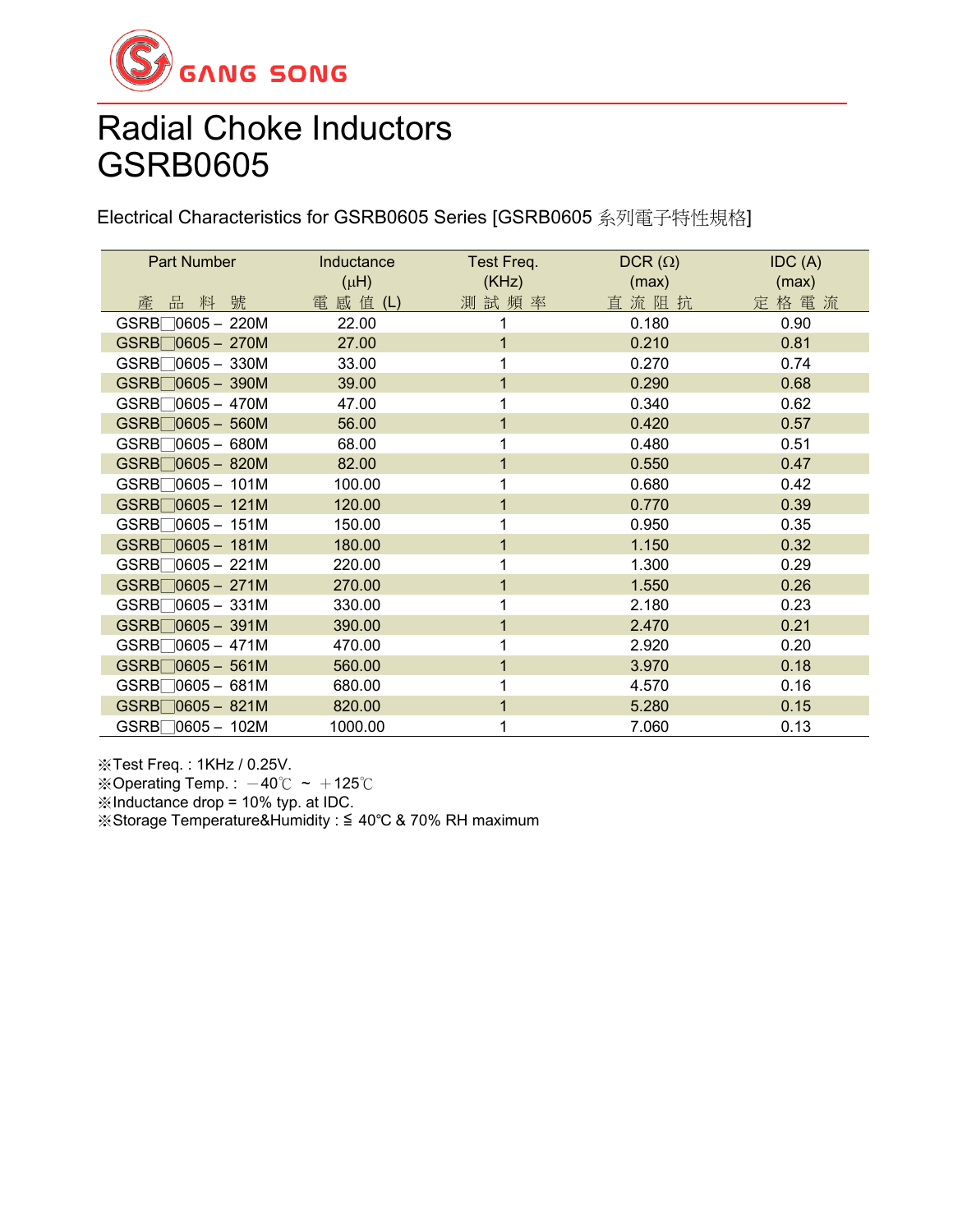GANG SONG

# Radial Choke Inductors
# GSRB0605

Electrical Characteristics for GSRB0605 Series [GSRB0605 系列電子特性規格]

| Part Number<br>產 品 料 號 | Inductance<br>(μH)<br>電 感 值 (L) | Test Freq.<br>(KHz)<br>測 試 頻 率 | DCR (Ω)<br>(max)<br>直 流 阻 抗 | IDC (A)<br>(max)<br>定 格 電 流 |
|---|---|---|---|---|
| GSRB□0605 – 220M | 22.00 | 1 | 0.180 | 0.90 |
| GSRB□0605 – 270M | 27.00 | 1 | 0.210 | 0.81 |
| GSRB□0605 – 330M | 33.00 | 1 | 0.270 | 0.74 |
| GSRB□0605 – 390M | 39.00 | 1 | 0.290 | 0.68 |
| GSRB□0605 – 470M | 47.00 | 1 | 0.340 | 0.62 |
| GSRB□0605 – 560M | 56.00 | 1 | 0.420 | 0.57 |
| GSRB□0605 – 680M | 68.00 | 1 | 0.480 | 0.51 |
| GSRB□0605 – 820M | 82.00 | 1 | 0.550 | 0.47 |
| GSRB□0605 – 101M | 100.00 | 1 | 0.680 | 0.42 |
| GSRB□0605 – 121M | 120.00 | 1 | 0.770 | 0.39 |
| GSRB□0605 – 151M | 150.00 | 1 | 0.950 | 0.35 |
| GSRB□0605 – 181M | 180.00 | 1 | 1.150 | 0.32 |
| GSRB□0605 – 221M | 220.00 | 1 | 1.300 | 0.29 |
| GSRB□0605 – 271M | 270.00 | 1 | 1.550 | 0.26 |
| GSRB□0605 – 331M | 330.00 | 1 | 2.180 | 0.23 |
| GSRB□0605 – 391M | 390.00 | 1 | 2.470 | 0.21 |
| GSRB□0605 – 471M | 470.00 | 1 | 2.920 | 0.20 |
| GSRB□0605 – 561M | 560.00 | 1 | 3.970 | 0.18 |
| GSRB□0605 – 681M | 680.00 | 1 | 4.570 | 0.16 |
| GSRB□0605 – 821M | 820.00 | 1 | 5.280 | 0.15 |
| GSRB□0605 – 102M | 1000.00 | 1 | 7.060 | 0.13 |

※Test Freq. : 1KHz / 0.25V.
※Operating Temp. : －40℃ ~ ＋125℃
※Inductance drop = 10% typ. at IDC.
※Storage Temperature&Humidity : ≦ 40℃ & 70% RH maximum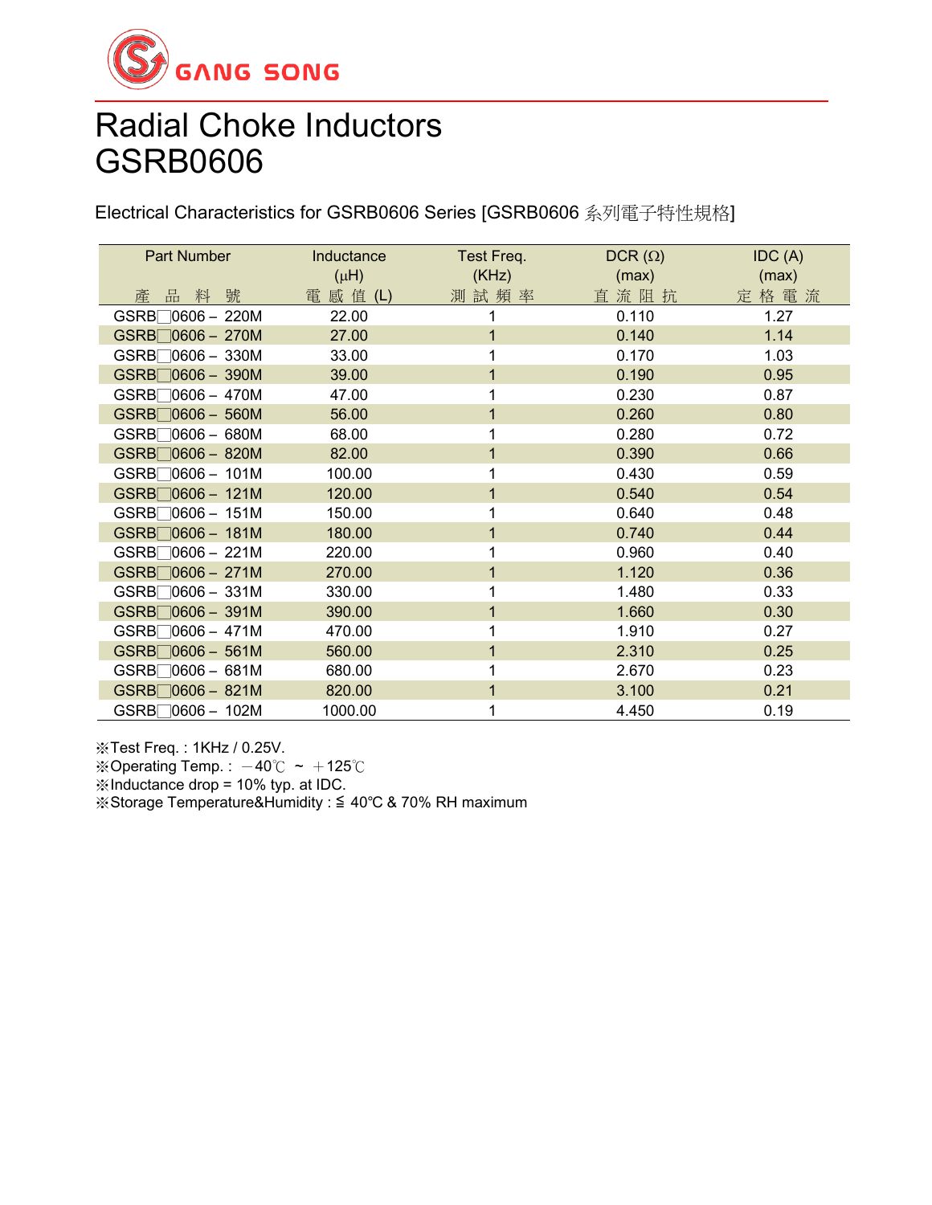GANG SONG

# Radial Choke Inductors
# GSRB0606

Electrical Characteristics for GSRB0606 Series [GSRB0606 系列電子特性規格]

| Part Number<br>產 品 料 號 | Inductance<br>(μH)<br>電 感 值 (L) | Test Freq.<br>(KHz)<br>測 試 頻 率 | DCR (Ω)<br>(max)<br>直 流 阻 抗 | IDC (A)<br>(max)<br>定 格 電 流 |
|---|---|---|---|---|
| GSRB□0606 – 220M | 22.00 | 1 | 0.110 | 1.27 |
| GSRB□0606 – 270M | 27.00 | 1 | 0.140 | 1.14 |
| GSRB□0606 – 330M | 33.00 | 1 | 0.170 | 1.03 |
| GSRB□0606 – 390M | 39.00 | 1 | 0.190 | 0.95 |
| GSRB□0606 – 470M | 47.00 | 1 | 0.230 | 0.87 |
| GSRB□0606 – 560M | 56.00 | 1 | 0.260 | 0.80 |
| GSRB□0606 – 680M | 68.00 | 1 | 0.280 | 0.72 |
| GSRB□0606 – 820M | 82.00 | 1 | 0.390 | 0.66 |
| GSRB□0606 – 101M | 100.00 | 1 | 0.430 | 0.59 |
| GSRB□0606 – 121M | 120.00 | 1 | 0.540 | 0.54 |
| GSRB□0606 – 151M | 150.00 | 1 | 0.640 | 0.48 |
| GSRB□0606 – 181M | 180.00 | 1 | 0.740 | 0.44 |
| GSRB□0606 – 221M | 220.00 | 1 | 0.960 | 0.40 |
| GSRB□0606 – 271M | 270.00 | 1 | 1.120 | 0.36 |
| GSRB□0606 – 331M | 330.00 | 1 | 1.480 | 0.33 |
| GSRB□0606 – 391M | 390.00 | 1 | 1.660 | 0.30 |
| GSRB□0606 – 471M | 470.00 | 1 | 1.910 | 0.27 |
| GSRB□0606 – 561M | 560.00 | 1 | 2.310 | 0.25 |
| GSRB□0606 – 681M | 680.00 | 1 | 2.670 | 0.23 |
| GSRB□0606 – 821M | 820.00 | 1 | 3.100 | 0.21 |
| GSRB□0606 – 102M | 1000.00 | 1 | 4.450 | 0.19 |

※Test Freq. : 1KHz / 0.25V.
※Operating Temp. : －40℃ ~ ＋125℃
※Inductance drop = 10% typ. at IDC.
※Storage Temperature&Humidity : ≦ 40℃ & 70% RH maximum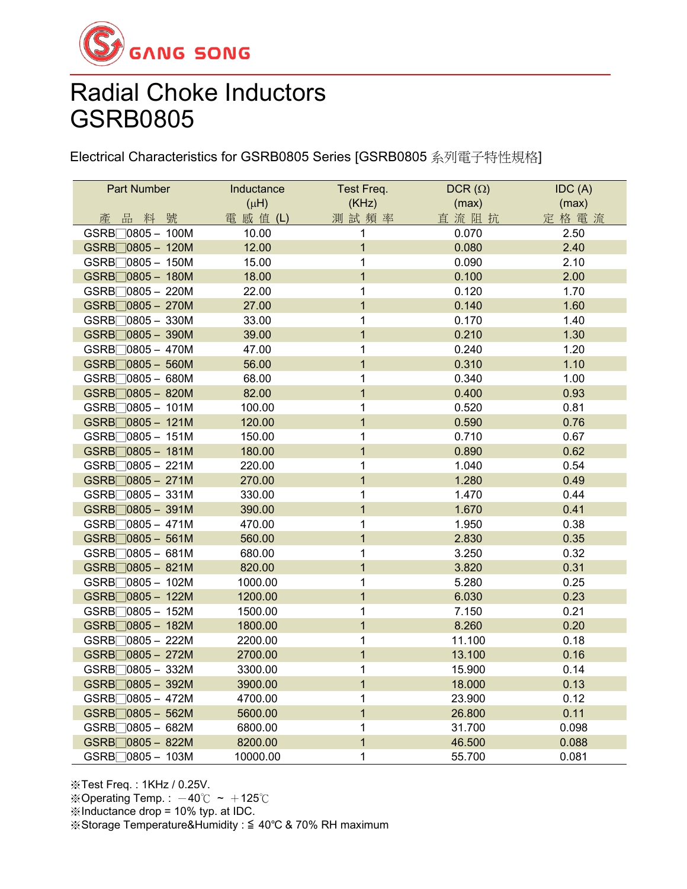GANG SONG

# Radial Choke Inductors
# GSRB0805

Electrical Characteristics for GSRB0805 Series [GSRB0805 系列電子特性規格]

| Part Number<br>產 品 料 號 | Inductance<br>(μH)<br>電 感 值 (L) | Test Freq.<br>(KHz)<br>測 試 頻 率 | DCR (Ω)<br>(max)<br>直 流 阻 抗 | IDC (A)<br>(max)<br>定 格 電 流 |
|---|---|---|---|---|
| GSRB□0805 – 100M | 10.00 | 1 | 0.070 | 2.50 |
| GSRB□0805 – 120M | 12.00 | 1 | 0.080 | 2.40 |
| GSRB□0805 – 150M | 15.00 | 1 | 0.090 | 2.10 |
| GSRB□0805 – 180M | 18.00 | 1 | 0.100 | 2.00 |
| GSRB□0805 – 220M | 22.00 | 1 | 0.120 | 1.70 |
| GSRB□0805 – 270M | 27.00 | 1 | 0.140 | 1.60 |
| GSRB□0805 – 330M | 33.00 | 1 | 0.170 | 1.40 |
| GSRB□0805 – 390M | 39.00 | 1 | 0.210 | 1.30 |
| GSRB□0805 – 470M | 47.00 | 1 | 0.240 | 1.20 |
| GSRB□0805 – 560M | 56.00 | 1 | 0.310 | 1.10 |
| GSRB□0805 – 680M | 68.00 | 1 | 0.340 | 1.00 |
| GSRB□0805 – 820M | 82.00 | 1 | 0.400 | 0.93 |
| GSRB□0805 – 101M | 100.00 | 1 | 0.520 | 0.81 |
| GSRB□0805 – 121M | 120.00 | 1 | 0.590 | 0.76 |
| GSRB□0805 – 151M | 150.00 | 1 | 0.710 | 0.67 |
| GSRB□0805 – 181M | 180.00 | 1 | 0.890 | 0.62 |
| GSRB□0805 – 221M | 220.00 | 1 | 1.040 | 0.54 |
| GSRB□0805 – 271M | 270.00 | 1 | 1.280 | 0.49 |
| GSRB□0805 – 331M | 330.00 | 1 | 1.470 | 0.44 |
| GSRB□0805 – 391M | 390.00 | 1 | 1.670 | 0.41 |
| GSRB□0805 – 471M | 470.00 | 1 | 1.950 | 0.38 |
| GSRB□0805 – 561M | 560.00 | 1 | 2.830 | 0.35 |
| GSRB□0805 – 681M | 680.00 | 1 | 3.250 | 0.32 |
| GSRB□0805 – 821M | 820.00 | 1 | 3.820 | 0.31 |
| GSRB□0805 – 102M | 1000.00 | 1 | 5.280 | 0.25 |
| GSRB□0805 – 122M | 1200.00 | 1 | 6.030 | 0.23 |
| GSRB□0805 – 152M | 1500.00 | 1 | 7.150 | 0.21 |
| GSRB□0805 – 182M | 1800.00 | 1 | 8.260 | 0.20 |
| GSRB□0805 – 222M | 2200.00 | 1 | 11.100 | 0.18 |
| GSRB□0805 – 272M | 2700.00 | 1 | 13.100 | 0.16 |
| GSRB□0805 – 332M | 3300.00 | 1 | 15.900 | 0.14 |
| GSRB□0805 – 392M | 3900.00 | 1 | 18.000 | 0.13 |
| GSRB□0805 – 472M | 4700.00 | 1 | 23.900 | 0.12 |
| GSRB□0805 – 562M | 5600.00 | 1 | 26.800 | 0.11 |
| GSRB□0805 – 682M | 6800.00 | 1 | 31.700 | 0.098 |
| GSRB□0805 – 822M | 8200.00 | 1 | 46.500 | 0.088 |
| GSRB□0805 – 103M | 10000.00 | 1 | 55.700 | 0.081 |

※Test Freq. : 1KHz / 0.25V.
※Operating Temp. : －40℃ ~ ＋125℃
※Inductance drop = 10% typ. at IDC.
※Storage Temperature&Humidity : ≦ 40℃ & 70% RH maximum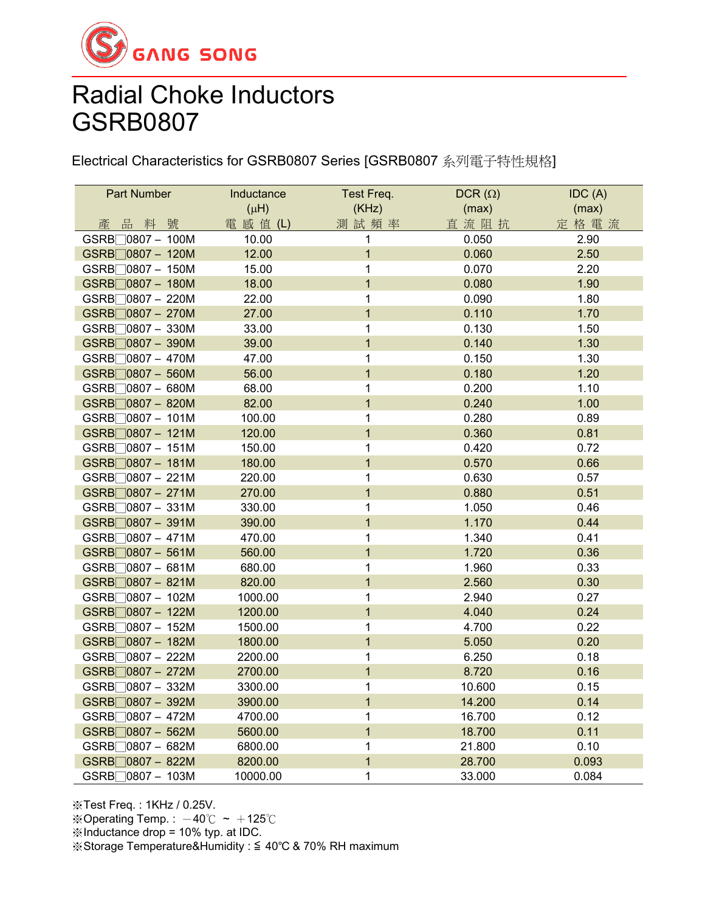GANG SONG

# Radial Choke Inductors
# GSRB0807

Electrical Characteristics for GSRB0807 Series [GSRB0807 系列電子特性規格]

| Part Number 產品料號 | Inductance (μH) 電感值 (L) | Test Freq. (KHz) 測試頻率 | DCR (Ω) (max) 直流阻抗 | IDC (A) (max) 定格電流 |
|---|---|---|---|---|
| GSRB□0807 – 100M | 10.00 | 1 | 0.050 | 2.90 |
| GSRB□0807 – 120M | 12.00 | 1 | 0.060 | 2.50 |
| GSRB□0807 – 150M | 15.00 | 1 | 0.070 | 2.20 |
| GSRB□0807 – 180M | 18.00 | 1 | 0.080 | 1.90 |
| GSRB□0807 – 220M | 22.00 | 1 | 0.090 | 1.80 |
| GSRB□0807 – 270M | 27.00 | 1 | 0.110 | 1.70 |
| GSRB□0807 – 330M | 33.00 | 1 | 0.130 | 1.50 |
| GSRB□0807 – 390M | 39.00 | 1 | 0.140 | 1.30 |
| GSRB□0807 – 470M | 47.00 | 1 | 0.150 | 1.30 |
| GSRB□0807 – 560M | 56.00 | 1 | 0.180 | 1.20 |
| GSRB□0807 – 680M | 68.00 | 1 | 0.200 | 1.10 |
| GSRB□0807 – 820M | 82.00 | 1 | 0.240 | 1.00 |
| GSRB□0807 – 101M | 100.00 | 1 | 0.280 | 0.89 |
| GSRB□0807 – 121M | 120.00 | 1 | 0.360 | 0.81 |
| GSRB□0807 – 151M | 150.00 | 1 | 0.420 | 0.72 |
| GSRB□0807 – 181M | 180.00 | 1 | 0.570 | 0.66 |
| GSRB□0807 – 221M | 220.00 | 1 | 0.630 | 0.57 |
| GSRB□0807 – 271M | 270.00 | 1 | 0.880 | 0.51 |
| GSRB□0807 – 331M | 330.00 | 1 | 1.050 | 0.46 |
| GSRB□0807 – 391M | 390.00 | 1 | 1.170 | 0.44 |
| GSRB□0807 – 471M | 470.00 | 1 | 1.340 | 0.41 |
| GSRB□0807 – 561M | 560.00 | 1 | 1.720 | 0.36 |
| GSRB□0807 – 681M | 680.00 | 1 | 1.960 | 0.33 |
| GSRB□0807 – 821M | 820.00 | 1 | 2.560 | 0.30 |
| GSRB□0807 – 102M | 1000.00 | 1 | 2.940 | 0.27 |
| GSRB□0807 – 122M | 1200.00 | 1 | 4.040 | 0.24 |
| GSRB□0807 – 152M | 1500.00 | 1 | 4.700 | 0.22 |
| GSRB□0807 – 182M | 1800.00 | 1 | 5.050 | 0.20 |
| GSRB□0807 – 222M | 2200.00 | 1 | 6.250 | 0.18 |
| GSRB□0807 – 272M | 2700.00 | 1 | 8.720 | 0.16 |
| GSRB□0807 – 332M | 3300.00 | 1 | 10.600 | 0.15 |
| GSRB□0807 – 392M | 3900.00 | 1 | 14.200 | 0.14 |
| GSRB□0807 – 472M | 4700.00 | 1 | 16.700 | 0.12 |
| GSRB□0807 – 562M | 5600.00 | 1 | 18.700 | 0.11 |
| GSRB□0807 – 682M | 6800.00 | 1 | 21.800 | 0.10 |
| GSRB□0807 – 822M | 8200.00 | 1 | 28.700 | 0.093 |
| GSRB□0807 – 103M | 10000.00 | 1 | 33.000 | 0.084 |

※Test Freq. : 1KHz / 0.25V.
※Operating Temp. : －40℃ ~ ＋125℃
※Inductance drop = 10% typ. at IDC.
※Storage Temperature&Humidity : ≦ 40℃ & 70% RH maximum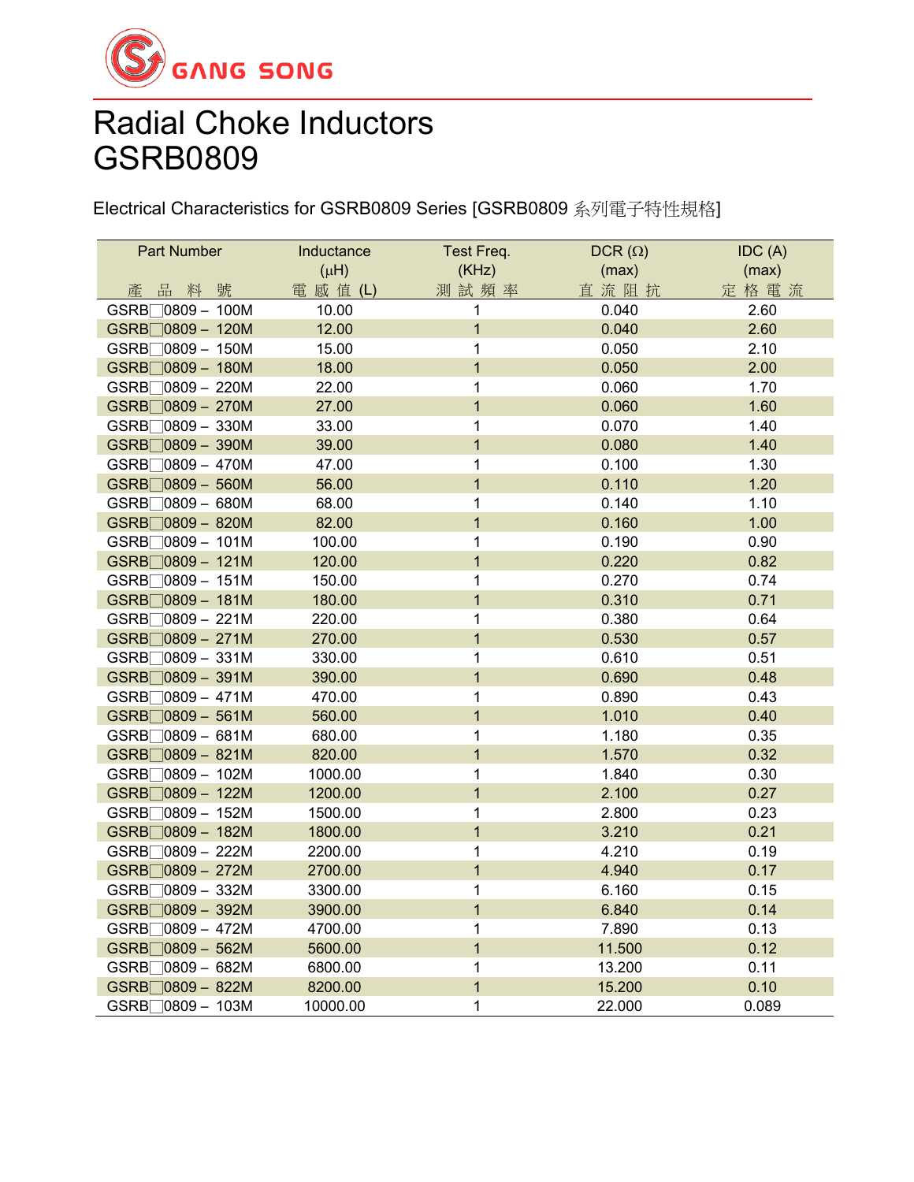GANG SONG

# Radial Choke Inductors
# GSRB0809

Electrical Characteristics for GSRB0809 Series [GSRB0809 系列電子特性規格]

| Part Number<br>產 品 料 號 | Inductance<br>(μH)<br>電 感 值 (L) | Test Freq.<br>(KHz)<br>測 試 頻 率 | DCR (Ω)<br>(max)<br>直 流 阻 抗 | IDC (A)<br>(max)<br>定 格 電 流 |
|---|---|---|---|---|
| GSRB□0809 – 100M | 10.00 | 1 | 0.040 | 2.60 |
| GSRB□0809 – 120M | 12.00 | 1 | 0.040 | 2.60 |
| GSRB□0809 – 150M | 15.00 | 1 | 0.050 | 2.10 |
| GSRB□0809 – 180M | 18.00 | 1 | 0.050 | 2.00 |
| GSRB□0809 – 220M | 22.00 | 1 | 0.060 | 1.70 |
| GSRB□0809 – 270M | 27.00 | 1 | 0.060 | 1.60 |
| GSRB□0809 – 330M | 33.00 | 1 | 0.070 | 1.40 |
| GSRB□0809 – 390M | 39.00 | 1 | 0.080 | 1.40 |
| GSRB□0809 – 470M | 47.00 | 1 | 0.100 | 1.30 |
| GSRB□0809 – 560M | 56.00 | 1 | 0.110 | 1.20 |
| GSRB□0809 – 680M | 68.00 | 1 | 0.140 | 1.10 |
| GSRB□0809 – 820M | 82.00 | 1 | 0.160 | 1.00 |
| GSRB□0809 – 101M | 100.00 | 1 | 0.190 | 0.90 |
| GSRB□0809 – 121M | 120.00 | 1 | 0.220 | 0.82 |
| GSRB□0809 – 151M | 150.00 | 1 | 0.270 | 0.74 |
| GSRB□0809 – 181M | 180.00 | 1 | 0.310 | 0.71 |
| GSRB□0809 – 221M | 220.00 | 1 | 0.380 | 0.64 |
| GSRB□0809 – 271M | 270.00 | 1 | 0.530 | 0.57 |
| GSRB□0809 – 331M | 330.00 | 1 | 0.610 | 0.51 |
| GSRB□0809 – 391M | 390.00 | 1 | 0.690 | 0.48 |
| GSRB□0809 – 471M | 470.00 | 1 | 0.890 | 0.43 |
| GSRB□0809 – 561M | 560.00 | 1 | 1.010 | 0.40 |
| GSRB□0809 – 681M | 680.00 | 1 | 1.180 | 0.35 |
| GSRB□0809 – 821M | 820.00 | 1 | 1.570 | 0.32 |
| GSRB□0809 – 102M | 1000.00 | 1 | 1.840 | 0.30 |
| GSRB□0809 – 122M | 1200.00 | 1 | 2.100 | 0.27 |
| GSRB□0809 – 152M | 1500.00 | 1 | 2.800 | 0.23 |
| GSRB□0809 – 182M | 1800.00 | 1 | 3.210 | 0.21 |
| GSRB□0809 – 222M | 2200.00 | 1 | 4.210 | 0.19 |
| GSRB□0809 – 272M | 2700.00 | 1 | 4.940 | 0.17 |
| GSRB□0809 – 332M | 3300.00 | 1 | 6.160 | 0.15 |
| GSRB□0809 – 392M | 3900.00 | 1 | 6.840 | 0.14 |
| GSRB□0809 – 472M | 4700.00 | 1 | 7.890 | 0.13 |
| GSRB□0809 – 562M | 5600.00 | 1 | 11.500 | 0.12 |
| GSRB□0809 – 682M | 6800.00 | 1 | 13.200 | 0.11 |
| GSRB□0809 – 822M | 8200.00 | 1 | 15.200 | 0.10 |
| GSRB□0809 – 103M | 10000.00 | 1 | 22.000 | 0.089 |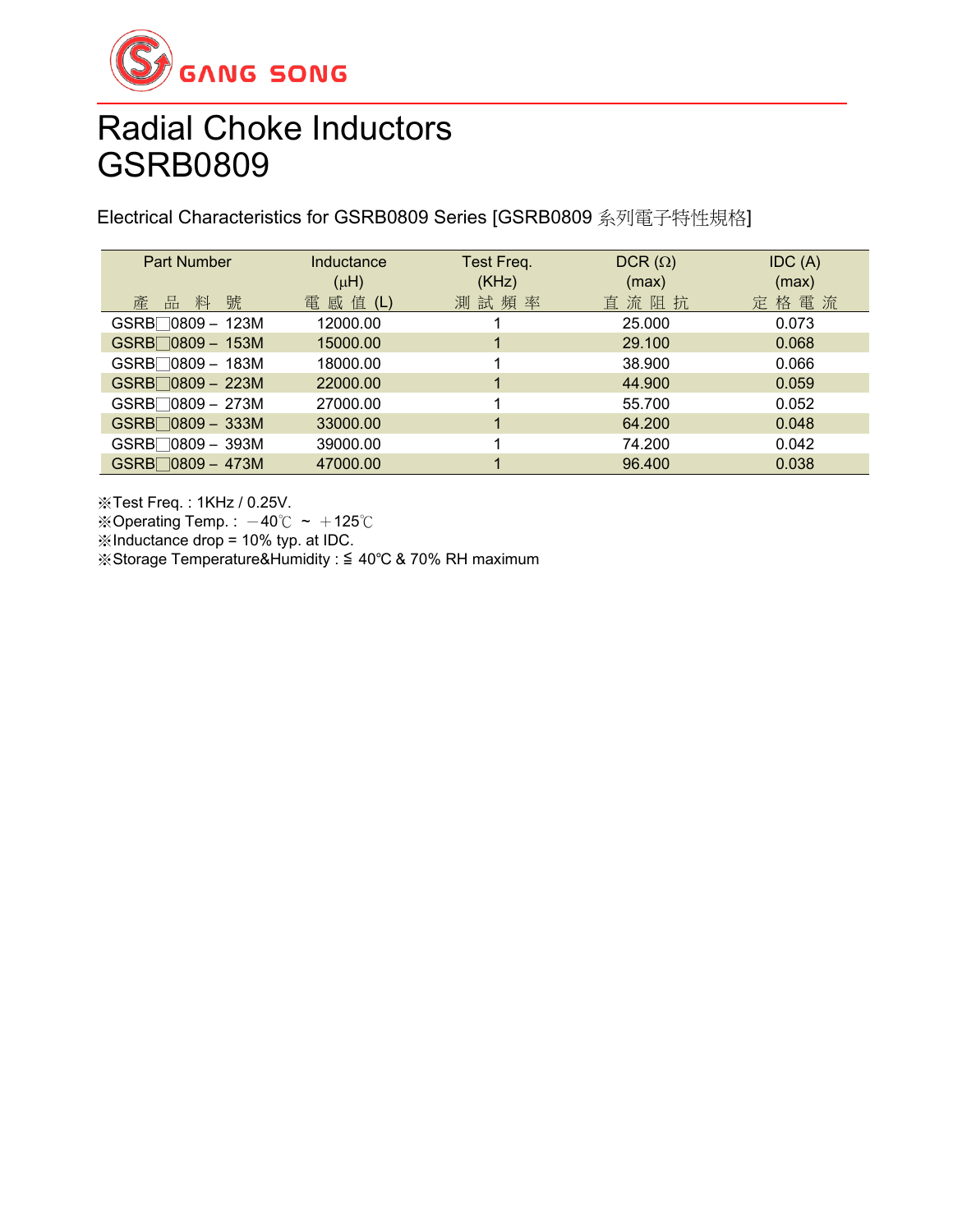GANG SONG

# Radial Choke Inductors
# GSRB0809

Electrical Characteristics for GSRB0809 Series [GSRB0809 系列電子特性規格]

| Part Number<br>產 品 料 號 | Inductance<br>(μH)<br>電 感 值 (L) | Test Freq.<br>(KHz)<br>測 試 頻 率 | DCR (Ω)<br>(max)<br>直 流 阻 抗 | IDC (A)<br>(max)<br>定 格 電 流 |
|---|---|---|---|---|
| GSRB□0809－123M | 12000.00 | 1 | 25.000 | 0.073 |
| GSRB□0809－153M | 15000.00 | 1 | 29.100 | 0.068 |
| GSRB□0809－183M | 18000.00 | 1 | 38.900 | 0.066 |
| GSRB□0809－223M | 22000.00 | 1 | 44.900 | 0.059 |
| GSRB□0809－273M | 27000.00 | 1 | 55.700 | 0.052 |
| GSRB□0809－333M | 33000.00 | 1 | 64.200 | 0.048 |
| GSRB□0809－393M | 39000.00 | 1 | 74.200 | 0.042 |
| GSRB□0809－473M | 47000.00 | 1 | 96.400 | 0.038 |

※Test Freq. : 1KHz / 0.25V.
※Operating Temp. : －40℃ ~ ＋125℃
※Inductance drop = 10% typ. at IDC.
※Storage Temperature&Humidity : ≦ 40℃ & 70% RH maximum